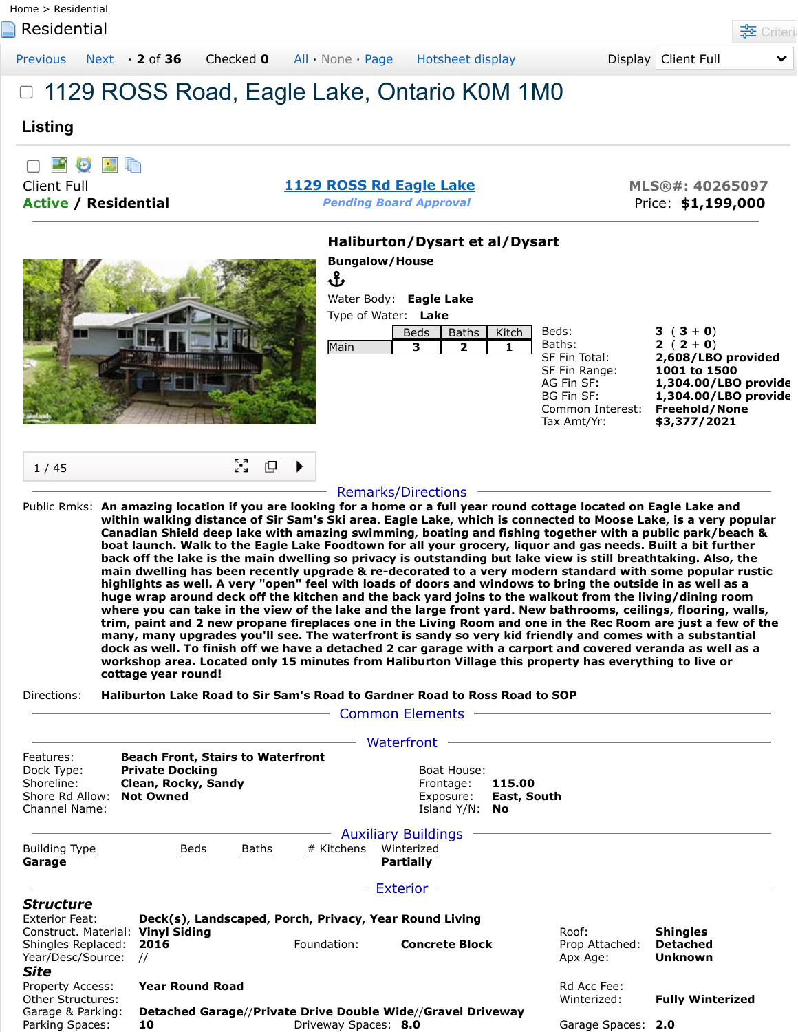Home > Residential

# Residential

Previous Next · **2 of 36** Checked **0** All · None · Page Hotsheet display Display Client Full

# 1129 ROSS Road, Eagle Lake, Ontario K0M 1M0

## Listing

Client Full
**Active / Residential**

**1129 ROSS Rd Eagle Lake**
*Pending Board Approval*

**MLS®#: 40265097**
Price: **$1,199,000**

### Haliburton/Dysart et al/Dysart

**Bungalow/House**

Water Body: **Eagle Lake**
Type of Water: **Lake**

| | Beds | Baths | Kitch |
|---|---|---|---|
| Main | 3 | 2 | 1 |

| | |
|---|---|
| Beds: | **3 ( 3 + 0)** |
| Baths: | **2 ( 2 + 0)** |
| SF Fin Total: | **2,608/LBO provided** |
| SF Fin Range: | **1001 to 1500** |
| AG Fin SF: | **1,304.00/LBO provide** |
| BG Fin SF: | **1,304.00/LBO provide** |
| Common Interest: | **Freehold/None** |
| Tax Amt/Yr: | **$3,377/2021** |

1 / 45

## Remarks/Directions

Public Rmks: **An amazing location if you are looking for a home or a full year round cottage located on Eagle Lake and within walking distance of Sir Sam's Ski area. Eagle Lake, which is connected to Moose Lake, is a very popular Canadian Shield deep lake with amazing swimming, boating and fishing together with a public park/beach & boat launch. Walk to the Eagle Lake Foodtown for all your grocery, liquor and gas needs. Built a bit further back off the lake is the main dwelling so privacy is outstanding but lake view is still breathtaking. Also, the main dwelling has been recently upgrade & re-decorated to a very modern standard with some popular rustic highlights as well. A very "open" feel with loads of doors and windows to bring the outside in as well as a huge wrap around deck off the kitchen and the back yard joins to the walkout from the living/dining room where you can take in the view of the lake and the large front yard. New bathrooms, ceilings, flooring, walls, trim, paint and 2 new propane fireplaces one in the Living Room and one in the Rec Room are just a few of the many, many upgrades you'll see. The waterfront is sandy so very kid friendly and comes with a substantial dock as well. To finish off we have a detached 2 car garage with a carport and covered veranda as well as a workshop area. Located only 15 minutes from Haliburton Village this property has everything to live or cottage year round!**

Directions: **Haliburton Lake Road to Sir Sam's Road to Gardner Road to Ross Road to SOP**

## Common Elements

## Waterfront

Features: **Beach Front, Stairs to Waterfront**
Dock Type: **Private Docking**
Shoreline: **Clean, Rocky, Sandy**
Shore Rd Allow: **Not Owned**
Channel Name:

Boat House:
Frontage: **115.00**
Exposure: **East, South**
Island Y/N: **No**

## Auxiliary Buildings

| Building Type | Beds | Baths | # Kitchens | Winterized |
|---|---|---|---|---|
| **Garage** | | | | **Partially** |

## Exterior

### *Structure*

Exterior Feat: **Deck(s), Landscaped, Porch, Privacy, Year Round Living**
Construct. Material: **Vinyl Siding**
Shingles Replaced: **2016**
Year/Desc/Source: **//**
Foundation: **Concrete Block**
Roof: **Shingles**
Prop Attached: **Detached**
Apx Age: **Unknown**

### *Site*

Property Access: **Year Round Road**
Other Structures:
Garage & Parking: **Detached Garage//Private Drive Double Wide//Gravel Driveway**
Parking Spaces: **10**
Driveway Spaces: **8.0**
Rd Acc Fee:
Winterized: **Fully Winterized**
Garage Spaces: **2.0**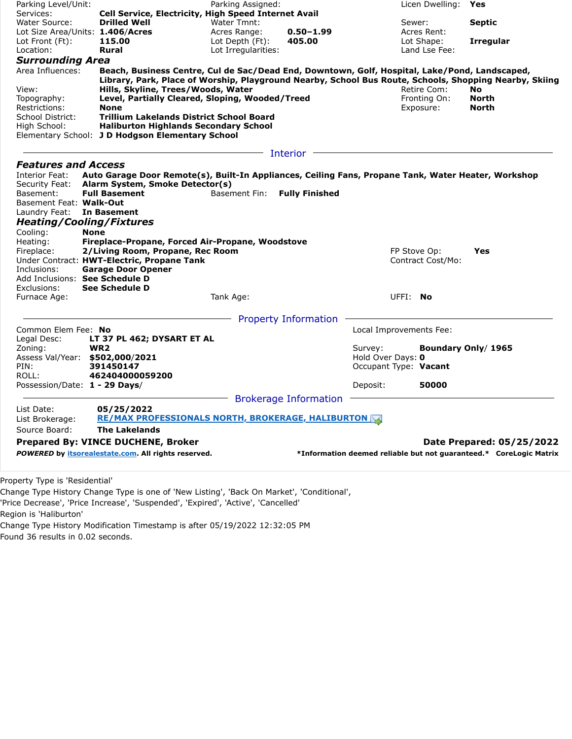| | | | | | |
|---|---|---|---|---|---|
| Parking Level/Unit: | | Parking Assigned: | | Licen Dwelling: | **Yes** |
| Services: | **Cell Service, Electricity, High Speed Internet Avail** | | | | |
| Water Source: | **Drilled Well** | Water Tmnt: | | Sewer: | **Septic** |
| Lot Size Area/Units: | **1.406/Acres** | Acres Range: | **0.50–1.99** | Acres Rent: | |
| Lot Front (Ft): | **115.00** | Lot Depth (Ft): | **405.00** | Lot Shape: | **Irregular** |
| Location: | **Rural** | Lot Irregularities: | | Land Lse Fee: | |

### Surrounding Area

| | | | |
|---|---|---|---|
| Area Influences: | **Beach, Business Centre, Cul de Sac/Dead End, Downtown, Golf, Hospital, Lake/Pond, Landscaped, Library, Park, Place of Worship, Playground Nearby, School Bus Route, Schools, Shopping Nearby, Skiing** | | |
| View: | **Hills, Skyline, Trees/Woods, Water** | Retire Com: | **No** |
| Topography: | **Level, Partially Cleared, Sloping, Wooded/Treed** | Fronting On: | **North** |
| Restrictions: | **None** | Exposure: | **North** |
| School District: | **Trillium Lakelands District School Board** | | |
| High School: | **Haliburton Highlands Secondary School** | | |
| Elementary School: | **J D Hodgson Elementary School** | | |

## Interior

### Features and Access

Interior Feat: **Auto Garage Door Remote(s), Built-In Appliances, Ceiling Fans, Propane Tank, Water Heater, Workshop**
Security Feat: **Alarm System, Smoke Detector(s)**
Basement: **Full Basement** Basement Fin: **Fully Finished**
Basement Feat: **Walk-Out**
Laundry Feat: **In Basement**

### Heating/Cooling/Fixtures

| | | | | | |
|---|---|---|---|---|---|
| Cooling: | **None** | | | | |
| Heating: | **Fireplace-Propane, Forced Air-Propane, Woodstove** | | | | |
| Fireplace: | **2/Living Room, Propane, Rec Room** | | | FP Stove Op: | **Yes** |
| Under Contract: | **HWT-Electric, Propane Tank** | | | Contract Cost/Mo: | |
| Inclusions: | **Garage Door Opener** | | | | |
| Add Inclusions: | **See Schedule D** | | | | |
| Exclusions: | **See Schedule D** | | | | |
| Furnace Age: | | Tank Age: | | UFFI: | **No** |

## Property Information

| | | | |
|---|---|---|---|
| Common Elem Fee: | **No** | Local Improvements Fee: | |
| Legal Desc: | **LT 37 PL 462; DYSART ET AL** | | |
| Zoning: | **WR2** | Survey: | **Boundary Only/ 1965** |
| Assess Val/Year: | **$502,000/2021** | Hold Over Days: | **0** |
| PIN: | **391450147** | Occupant Type: | **Vacant** |
| ROLL: | **462404000059200** | | |
| Possession/Date: | **1 - 29 Days/** | Deposit: | **50000** |

## Brokerage Information

List Date: **05/25/2022**
List Brokerage: **RE/MAX PROFESSIONALS NORTH, BROKERAGE, HALIBURTON**
Source Board: **The Lakelands**

**Prepared By: VINCE DUCHENE, Broker** **Date Prepared: 05/25/2022**

***POWERED* by itsorealestate.com. All rights reserved.** ***Information deemed reliable but not guaranteed.* CoreLogic Matrix**

Property Type is 'Residential'
Change Type History Change Type is one of 'New Listing', 'Back On Market', 'Conditional', 'Price Decrease', 'Price Increase', 'Suspended', 'Expired', 'Active', 'Cancelled'
Region is 'Haliburton'
Change Type History Modification Timestamp is after 05/19/2022 12:32:05 PM
Found 36 results in 0.02 seconds.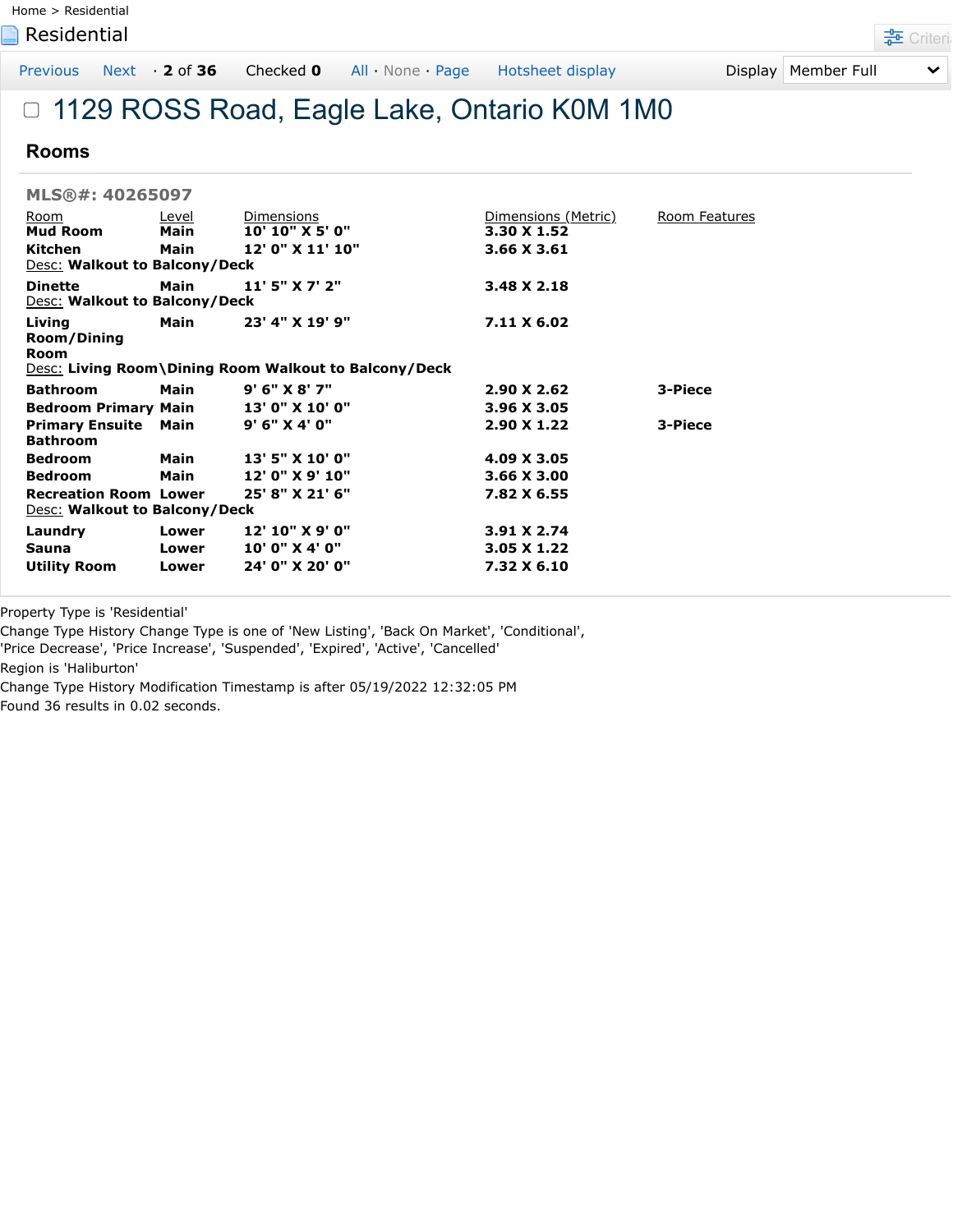Home > Residential

# Residential

Previous Next · **2 of 36** Checked **0** All · None · Page Hotsheet display Display Member Full

## 1129 ROSS Road, Eagle Lake, Ontario K0M 1M0

### Rooms

**MLS®#: 40265097**

| Room | Level | Dimensions | Dimensions (Metric) | Room Features |
|---|---|---|---|---|
| **Mud Room** | **Main** | **10' 10" X 5' 0"** | **3.30 X 1.52** | |
| **Kitchen** | **Main** | **12' 0" X 11' 10"** | **3.66 X 3.61** | |
| Desc: **Walkout to Balcony/Deck** | | | | |
| **Dinette** | **Main** | **11' 5" X 7' 2"** | **3.48 X 2.18** | |
| Desc: **Walkout to Balcony/Deck** | | | | |
| **Living Room/Dining Room** | **Main** | **23' 4" X 19' 9"** | **7.11 X 6.02** | |
| Desc: **Living Room\Dining Room Walkout to Balcony/Deck** | | | | |
| **Bathroom** | **Main** | **9' 6" X 8' 7"** | **2.90 X 2.62** | **3-Piece** |
| **Bedroom Primary** | **Main** | **13' 0" X 10' 0"** | **3.96 X 3.05** | |
| **Primary Ensuite Bathroom** | **Main** | **9' 6" X 4' 0"** | **2.90 X 1.22** | **3-Piece** |
| **Bedroom** | **Main** | **13' 5" X 10' 0"** | **4.09 X 3.05** | |
| **Bedroom** | **Main** | **12' 0" X 9' 10"** | **3.66 X 3.00** | |
| **Recreation Room** | **Lower** | **25' 8" X 21' 6"** | **7.82 X 6.55** | |
| Desc: **Walkout to Balcony/Deck** | | | | |
| **Laundry** | **Lower** | **12' 10" X 9' 0"** | **3.91 X 2.74** | |
| **Sauna** | **Lower** | **10' 0" X 4' 0"** | **3.05 X 1.22** | |
| **Utility Room** | **Lower** | **24' 0" X 20' 0"** | **7.32 X 6.10** | |

Property Type is 'Residential'

Change Type History Change Type is one of 'New Listing', 'Back On Market', 'Conditional', 'Price Decrease', 'Price Increase', 'Suspended', 'Expired', 'Active', 'Cancelled'

Region is 'Haliburton'

Change Type History Modification Timestamp is after 05/19/2022 12:32:05 PM

Found 36 results in 0.02 seconds.